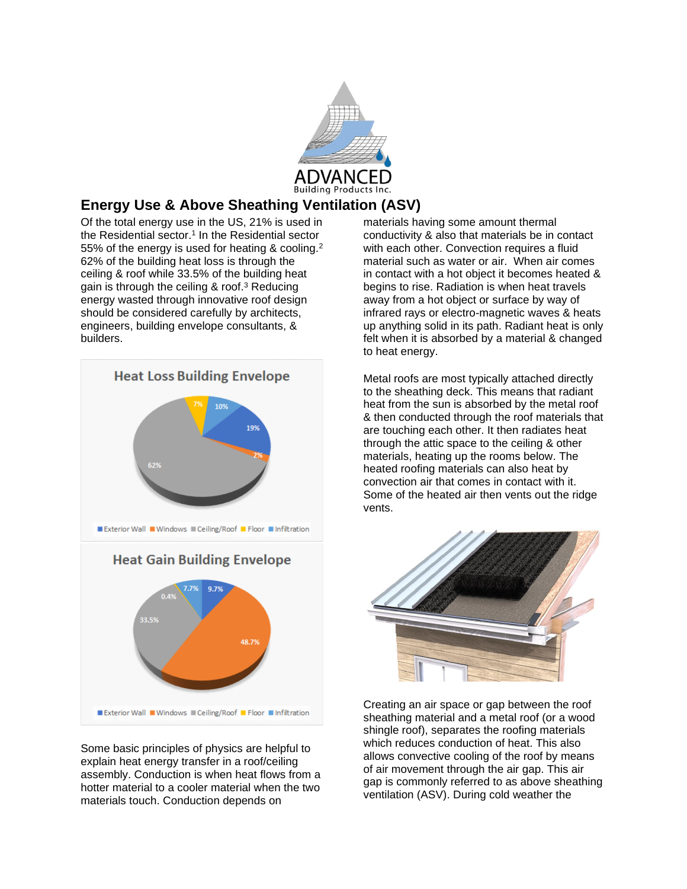ADVANCED
Building Products Inc.

# Energy Use & Above Sheathing Ventilation (ASV)

Of the total energy use in the US, 21% is used in the Residential sector.[1] In the Residential sector 55% of the energy is used for heating & cooling.[2] 62% of the building heat loss is through the ceiling & roof while 33.5% of the building heat gain is through the ceiling & roof.[3] Reducing energy wasted through innovative roof design should be considered carefully by architects, engineers, building envelope consultants, & builders.

**Heat Loss Building Envelope**

| Category | Share |
|---|---|
| Exterior Wall | 19% |
| Windows | 2% |
| Ceiling/Roof | 62% |
| Floor | 7% |
| Infiltration | 10% |

**Heat Gain Building Envelope**

| Category | Share |
|---|---|
| Exterior Wall | 9.7% |
| Windows | 48.7% |
| Ceiling/Roof | 33.5% |
| Floor | 0.4% |
| Infiltration | 7.7% |

Some basic principles of physics are helpful to explain heat energy transfer in a roof/ceiling assembly. Conduction is when heat flows from a hotter material to a cooler material when the two materials touch. Conduction depends on materials having some amount thermal conductivity & also that materials be in contact with each other. Convection requires a fluid material such as water or air. When air comes in contact with a hot object it becomes heated & begins to rise. Radiation is when heat travels away from a hot object or surface by way of infrared rays or electro-magnetic waves & heats up anything solid in its path. Radiant heat is only felt when it is absorbed by a material & changed to heat energy.

Metal roofs are most typically attached directly to the sheathing deck. This means that radiant heat from the sun is absorbed by the metal roof & then conducted through the roof materials that are touching each other. It then radiates heat through the attic space to the ceiling & other materials, heating up the rooms below. The heated roofing materials can also heat by convection air that comes in contact with it. Some of the heated air then vents out the ridge vents.

Creating an air space or gap between the roof sheathing material and a metal roof (or a wood shingle roof), separates the roofing materials which reduces conduction of heat. This also allows convective cooling of the roof by means of air movement through the air gap. This air gap is commonly referred to as above sheathing ventilation (ASV). During cold weather the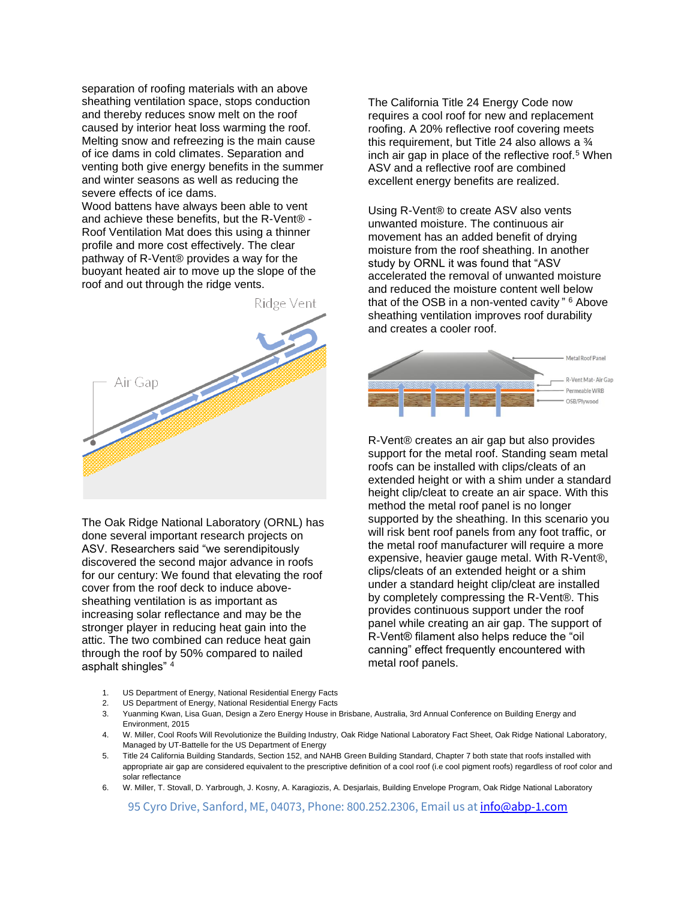separation of roofing materials with an above sheathing ventilation space, stops conduction and thereby reduces snow melt on the roof caused by interior heat loss warming the roof. Melting snow and refreezing is the main cause of ice dams in cold climates. Separation and venting both give energy benefits in the summer and winter seasons as well as reducing the severe effects of ice dams.

Wood battens have always been able to vent and achieve these benefits, but the R-Vent® - Roof Ventilation Mat does this using a thinner profile and more cost effectively. The clear pathway of R-Vent® provides a way for the buoyant heated air to move up the slope of the roof and out through the ridge vents.

Ridge Vent

Air Gap

The Oak Ridge National Laboratory (ORNL) has done several important research projects on ASV. Researchers said "we serendipitously discovered the second major advance in roofs for our century: We found that elevating the roof cover from the roof deck to induce above-sheathing ventilation is as important as increasing solar reflectance and may be the stronger player in reducing heat gain into the attic. The two combined can reduce heat gain through the roof by 50% compared to nailed asphalt shingles" [4]

The California Title 24 Energy Code now requires a cool roof for new and replacement roofing. A 20% reflective roof covering meets this requirement, but Title 24 also allows a ¾ inch air gap in place of the reflective roof.[5] When ASV and a reflective roof are combined excellent energy benefits are realized.

Using R-Vent® to create ASV also vents unwanted moisture. The continuous air movement has an added benefit of drying moisture from the roof sheathing. In another study by ORNL it was found that "ASV accelerated the removal of unwanted moisture and reduced the moisture content well below that of the OSB in a non-vented cavity" [6] Above sheathing ventilation improves roof durability and creates a cooler roof.

Metal Roof Panel

R-Vent Mat- Air Gap

Permeable WRB

OSB/Plywood

R-Vent® creates an air gap but also provides support for the metal roof. Standing seam metal roofs can be installed with clips/cleats of an extended height or with a shim under a standard height clip/cleat to create an air space. With this method the metal roof panel is no longer supported by the sheathing. In this scenario you will risk bent roof panels from any foot traffic, or the metal roof manufacturer will require a more expensive, heavier gauge metal. With R-Vent®, clips/cleats of an extended height or a shim under a standard height clip/cleat are installed by completely compressing the R-Vent®. This provides continuous support under the roof panel while creating an air gap. The support of R-Vent® filament also helps reduce the "oil canning" effect frequently encountered with metal roof panels.

1. US Department of Energy, National Residential Energy Facts
2. US Department of Energy, National Residential Energy Facts
3. Yuanming Kwan, Lisa Guan, Design a Zero Energy House in Brisbane, Australia, 3rd Annual Conference on Building Energy and Environment, 2015
4. W. Miller, Cool Roofs Will Revolutionize the Building Industry, Oak Ridge National Laboratory Fact Sheet, Oak Ridge National Laboratory, Managed by UT-Battelle for the US Department of Energy
5. Title 24 California Building Standards, Section 152, and NAHB Green Building Standard, Chapter 7 both state that roofs installed with appropriate air gap are considered equivalent to the prescriptive definition of a cool roof (i.e cool pigment roofs) regardless of roof color and solar reflectance
6. W. Miller, T. Stovall, D. Yarbrough, J. Kosny, A. Karagiozis, A. Desjarlais, Building Envelope Program, Oak Ridge National Laboratory

95 Cyro Drive, Sanford, ME, 04073, Phone: 800.252.2306, Email us at info@abp-1.com